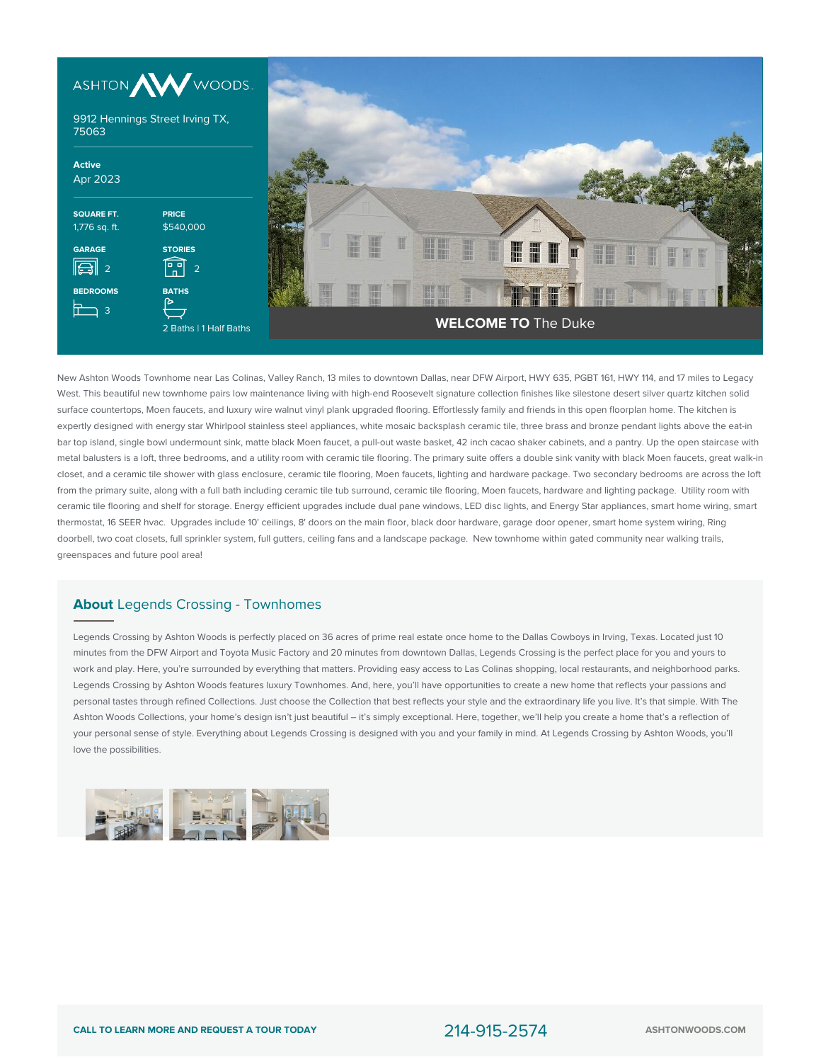ASHTON WOODS

9912 Hennings Street Irving TX, 75063

**Active**
Apr 2023

| SQUARE FT. | PRICE |
| --- | --- |
| 1,776 sq. ft. | $540,000 |

| GARAGE | STORIES |
| --- | --- |
| 2 | 2 |

| BEDROOMS | BATHS |
| --- | --- |
| 3 | 2 Baths \| 1 Half Baths |

**WELCOME TO** The Duke

New Ashton Woods Townhome near Las Colinas, Valley Ranch, 13 miles to downtown Dallas, near DFW Airport, HWY 635, PGBT 161, HWY 114, and 17 miles to Legacy West. This beautiful new townhome pairs low maintenance living with high-end Roosevelt signature collection finishes like silestone desert silver quartz kitchen solid surface countertops, Moen faucets, and luxury wire walnut vinyl plank upgraded flooring. Effortlessly family and friends in this open floorplan home. The kitchen is expertly designed with energy star Whirlpool stainless steel appliances, white mosaic backsplash ceramic tile, three brass and bronze pendant lights above the eat-in bar top island, single bowl undermount sink, matte black Moen faucet, a pull-out waste basket, 42 inch cacao shaker cabinets, and a pantry. Up the open staircase with metal balusters is a loft, three bedrooms, and a utility room with ceramic tile flooring. The primary suite offers a double sink vanity with black Moen faucets, great walk-in closet, and a ceramic tile shower with glass enclosure, ceramic tile flooring, Moen faucets, lighting and hardware package. Two secondary bedrooms are across the loft from the primary suite, along with a full bath including ceramic tile tub surround, ceramic tile flooring, Moen faucets, hardware and lighting package. Utility room with ceramic tile flooring and shelf for storage. Energy efficient upgrades include dual pane windows, LED disc lights, and Energy Star appliances, smart home wiring, smart thermostat, 16 SEER hvac. Upgrades include 10' ceilings, 8' doors on the main floor, black door hardware, garage door opener, smart home system wiring, Ring doorbell, two coat closets, full sprinkler system, full gutters, ceiling fans and a landscape package. New townhome within gated community near walking trails, greenspaces and future pool area!

## **About** Legends Crossing - Townhomes

Legends Crossing by Ashton Woods is perfectly placed on 36 acres of prime real estate once home to the Dallas Cowboys in Irving, Texas. Located just 10 minutes from the DFW Airport and Toyota Music Factory and 20 minutes from downtown Dallas, Legends Crossing is the perfect place for you and yours to work and play. Here, you're surrounded by everything that matters. Providing easy access to Las Colinas shopping, local restaurants, and neighborhood parks. Legends Crossing by Ashton Woods features luxury Townhomes. And, here, you'll have opportunities to create a new home that reflects your passions and personal tastes through refined Collections. Just choose the Collection that best reflects your style and the extraordinary life you live. It's that simple. With The Ashton Woods Collections, your home's design isn't just beautiful – it's simply exceptional. Here, together, we'll help you create a home that's a reflection of your personal sense of style. Everything about Legends Crossing is designed with you and your family in mind. At Legends Crossing by Ashton Woods, you'll love the possibilities.

**CALL TO LEARN MORE AND REQUEST A TOUR TODAY** 214-915-2574 **ASHTONWOODS.COM**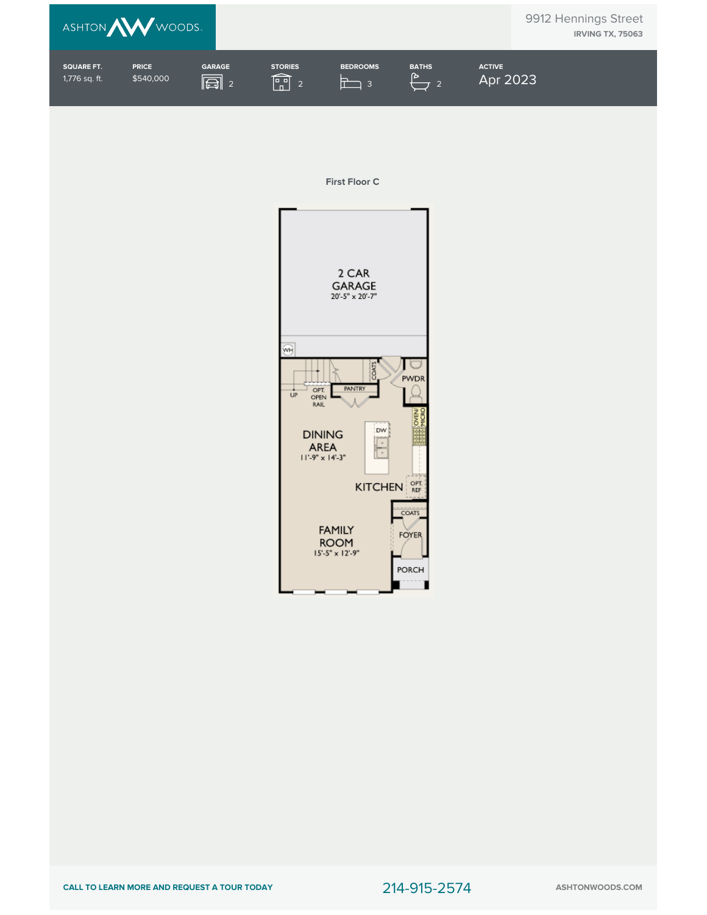ASHTON WOODS

9912 Hennings Street
IRVING TX, 75063

| SQUARE FT. | PRICE | GARAGE | STORIES | BEDROOMS | BATHS | ACTIVE |
| --- | --- | --- | --- | --- | --- | --- |
| 1,776 sq. ft. | $540,000 | 2 | 2 | 3 | 2 | Apr 2023 |

## First Floor C

2 CAR GARAGE
20'-5" x 20'-7"

WH

UP

OPT. OPEN RAIL

PANTRY

COATS

PWDR

OVEN/ MICRO

DW

DINING AREA
11'-9" x 14'-3"

KITCHEN

OPT. REF

COATS

FOYER

FAMILY ROOM
15'-5" x 12'-9"

PORCH

CALL TO LEARN MORE AND REQUEST A TOUR TODAY 214-915-2574 ASHTONWOODS.COM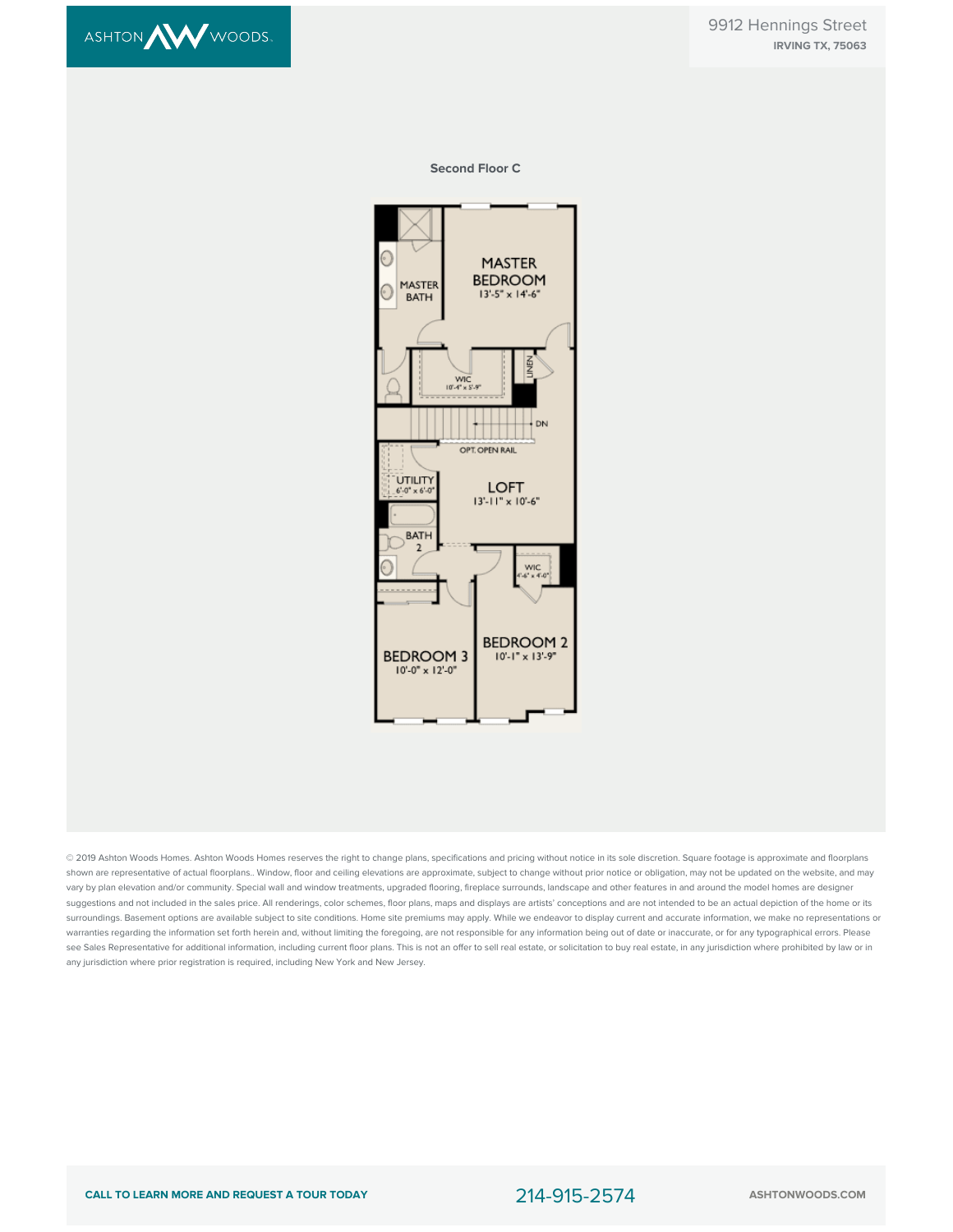ASHTON WOODS

9912 Hennings Street
**IRVING TX, 75063**

**Second Floor C**

MASTER BEDROOM
13'-5" x 14'-6"

MASTER BATH

WIC
10'-4" x 5'-9"

LINEN

DN

OPT. OPEN RAIL

UTILITY
6'-0" x 6'-0"

LOFT
13'-11" x 10'-6"

BATH 2

WIC
4'-6" x 4'-0"

BEDROOM 2
10'-1" x 13'-9"

BEDROOM 3
10'-0" x 12'-0"

© 2019 Ashton Woods Homes. Ashton Woods Homes reserves the right to change plans, specifications and pricing without notice in its sole discretion. Square footage is approximate and floorplans shown are representative of actual floorplans.. Window, floor and ceiling elevations are approximate, subject to change without prior notice or obligation, may not be updated on the website, and may vary by plan elevation and/or community. Special wall and window treatments, upgraded flooring, fireplace surrounds, landscape and other features in and around the model homes are designer suggestions and not included in the sales price. All renderings, color schemes, floor plans, maps and displays are artists' conceptions and are not intended to be an actual depiction of the home or its surroundings. Basement options are available subject to site conditions. Home site premiums may apply. While we endeavor to display current and accurate information, we make no representations or warranties regarding the information set forth herein and, without limiting the foregoing, are not responsible for any information being out of date or inaccurate, or for any typographical errors. Please see Sales Representative for additional information, including current floor plans. This is not an offer to sell real estate, or solicitation to buy real estate, in any jurisdiction where prohibited by law or in any jurisdiction where prior registration is required, including New York and New Jersey.

**CALL TO LEARN MORE AND REQUEST A TOUR TODAY** 214-915-2574 **ASHTONWOODS.COM**